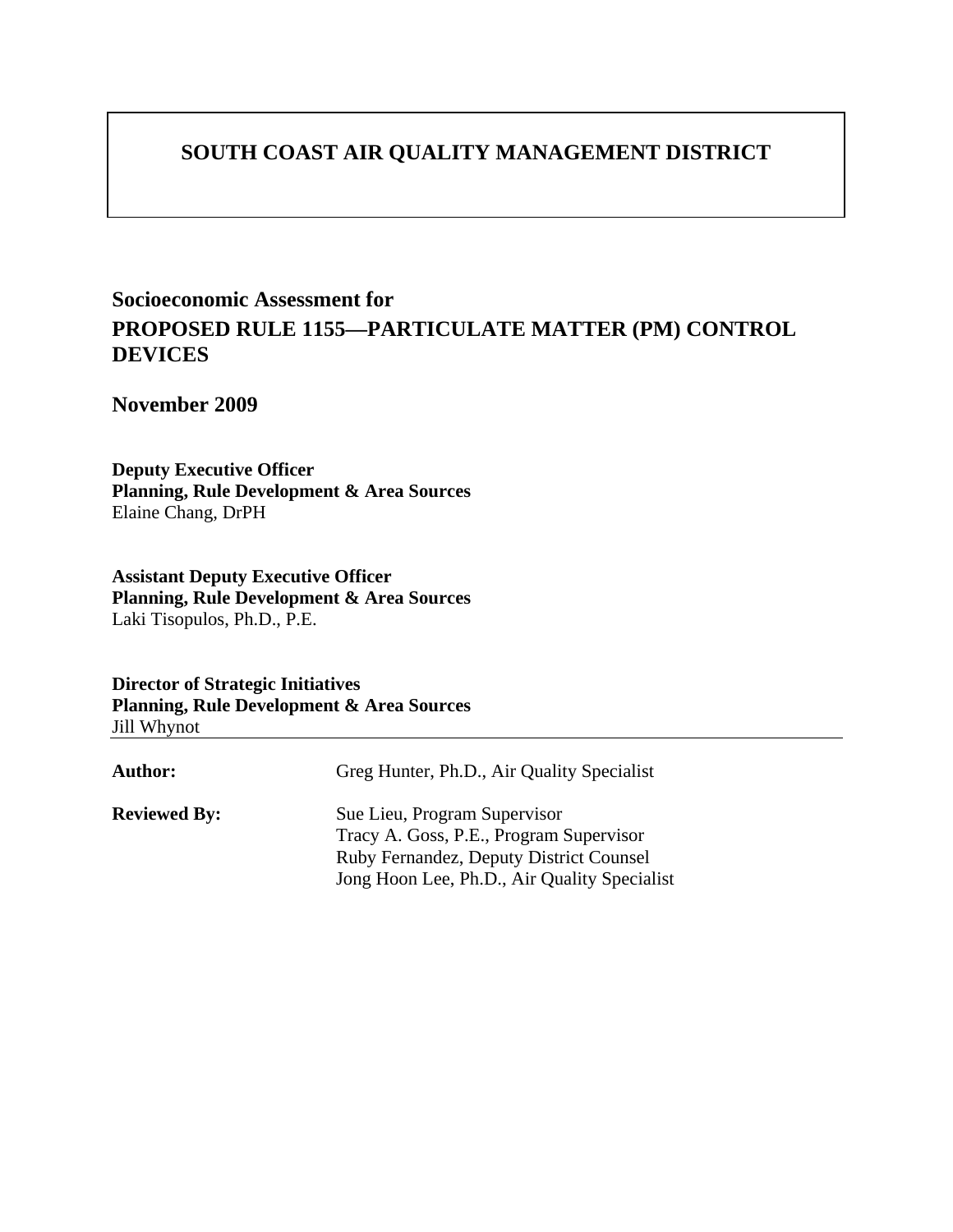# SOUTH COAST AIR QUALITY MANAGEMENT DISTRICT

## Socioeconomic Assessment for
## PROPOSED RULE 1155—PARTICULATE MATTER (PM) CONTROL DEVICES

## November 2009

**Deputy Executive Officer**
**Planning, Rule Development & Area Sources**
Elaine Chang, DrPH

**Assistant Deputy Executive Officer**
**Planning, Rule Development & Area Sources**
Laki Tisopulos, Ph.D., P.E.

**Director of Strategic Initiatives**
**Planning, Rule Development & Area Sources**
Jill Whynot

---

**Author:** Greg Hunter, Ph.D., Air Quality Specialist

**Reviewed By:** Sue Lieu, Program Supervisor
Tracy A. Goss, P.E., Program Supervisor
Ruby Fernandez, Deputy District Counsel
Jong Hoon Lee, Ph.D., Air Quality Specialist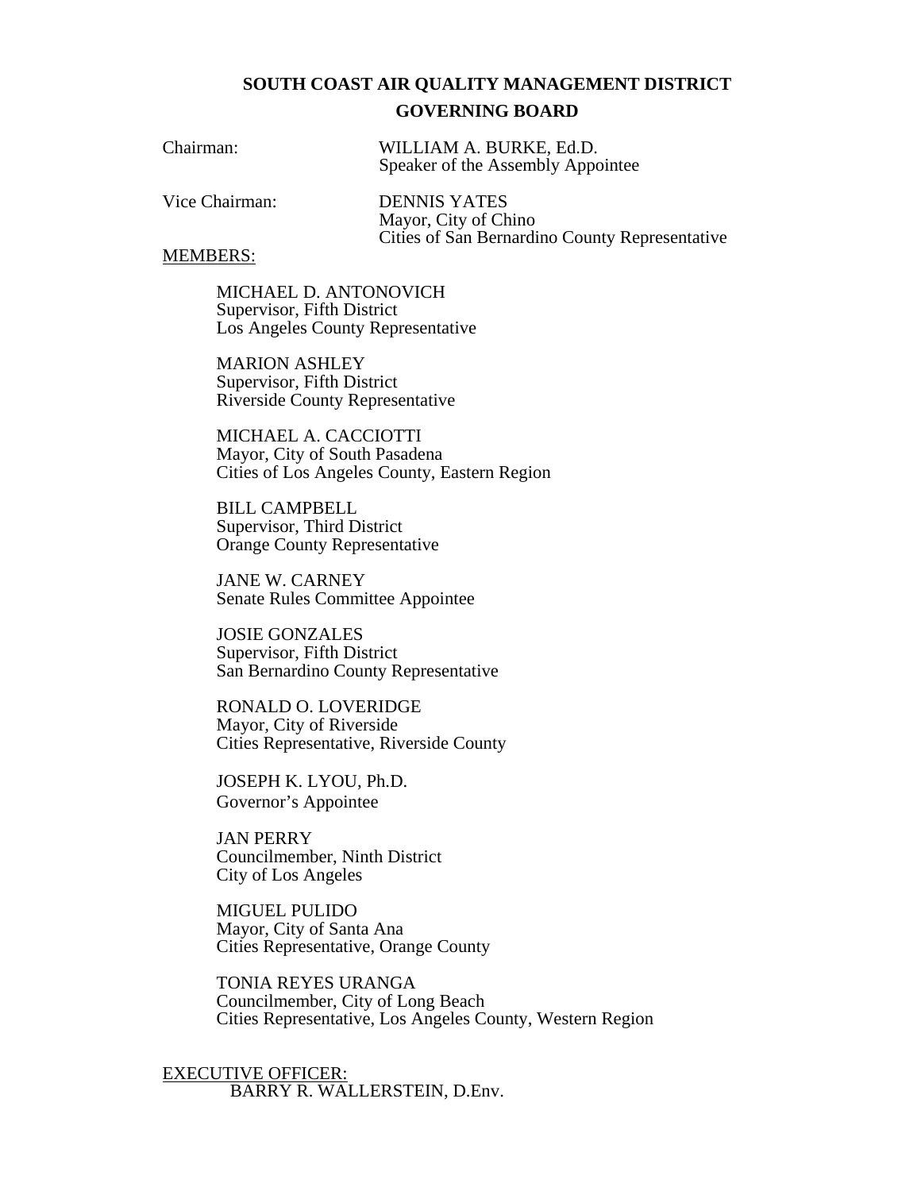# SOUTH COAST AIR QUALITY MANAGEMENT DISTRICT

## GOVERNING BOARD

Chairman: WILLIAM A. BURKE, Ed.D.
Speaker of the Assembly Appointee

Vice Chairman: DENNIS YATES
Mayor, City of Chino
Cities of San Bernardino County Representative

MEMBERS:

MICHAEL D. ANTONOVICH
Supervisor, Fifth District
Los Angeles County Representative

MARION ASHLEY
Supervisor, Fifth District
Riverside County Representative

MICHAEL A. CACCIOTTI
Mayor, City of South Pasadena
Cities of Los Angeles County, Eastern Region

BILL CAMPBELL
Supervisor, Third District
Orange County Representative

JANE W. CARNEY
Senate Rules Committee Appointee

JOSIE GONZALES
Supervisor, Fifth District
San Bernardino County Representative

RONALD O. LOVERIDGE
Mayor, City of Riverside
Cities Representative, Riverside County

JOSEPH K. LYOU, Ph.D.
Governor's Appointee

JAN PERRY
Councilmember, Ninth District
City of Los Angeles

MIGUEL PULIDO
Mayor, City of Santa Ana
Cities Representative, Orange County

TONIA REYES URANGA
Councilmember, City of Long Beach
Cities Representative, Los Angeles County, Western Region

EXECUTIVE OFFICER:
BARRY R. WALLERSTEIN, D.Env.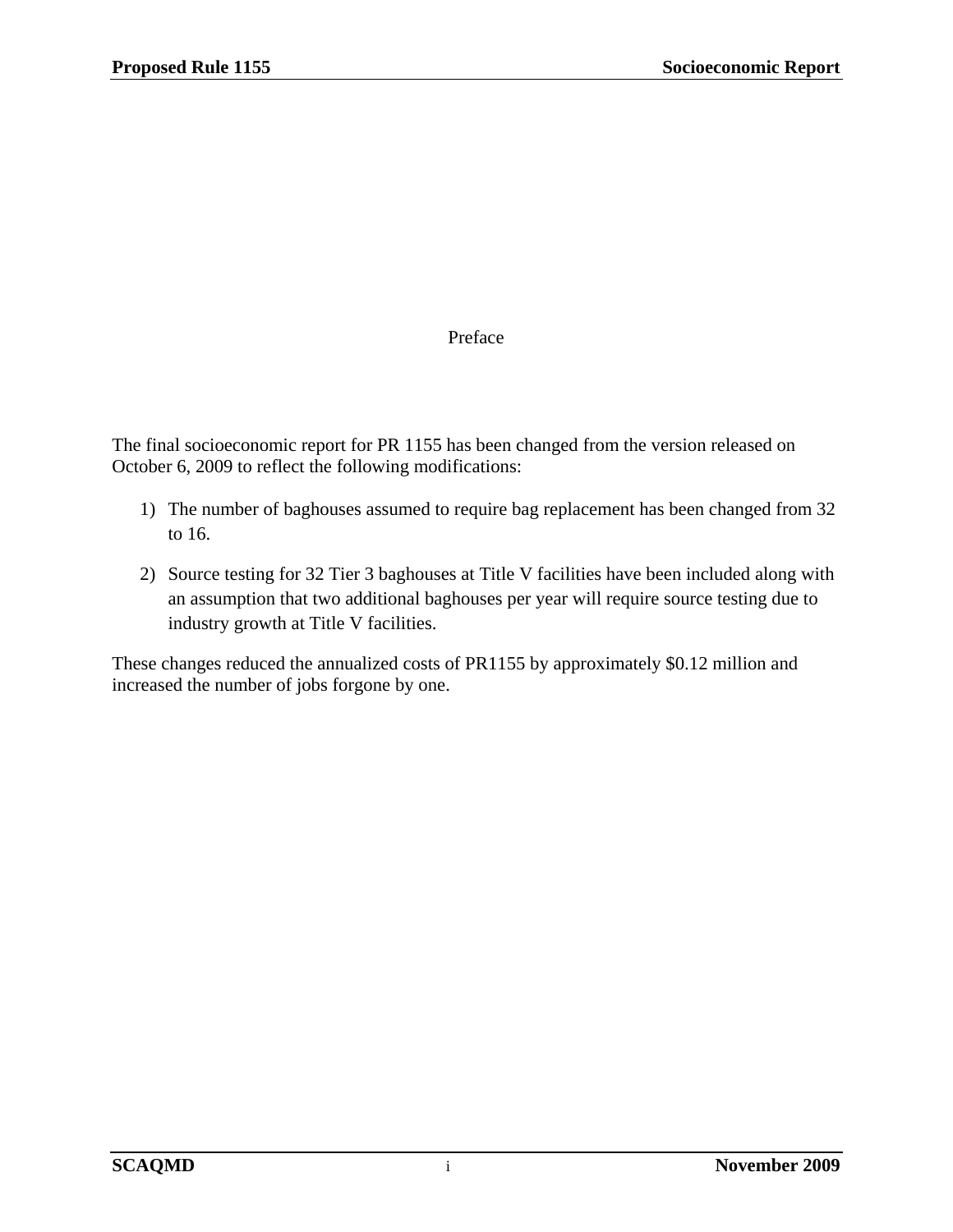# Preface

The final socioeconomic report for PR 1155 has been changed from the version released on October 6, 2009 to reflect the following modifications:

1) The number of baghouses assumed to require bag replacement has been changed from 32 to 16.
2) Source testing for 32 Tier 3 baghouses at Title V facilities have been included along with an assumption that two additional baghouses per year will require source testing due to industry growth at Title V facilities.

These changes reduced the annualized costs of PR1155 by approximately $0.12 million and increased the number of jobs forgone by one.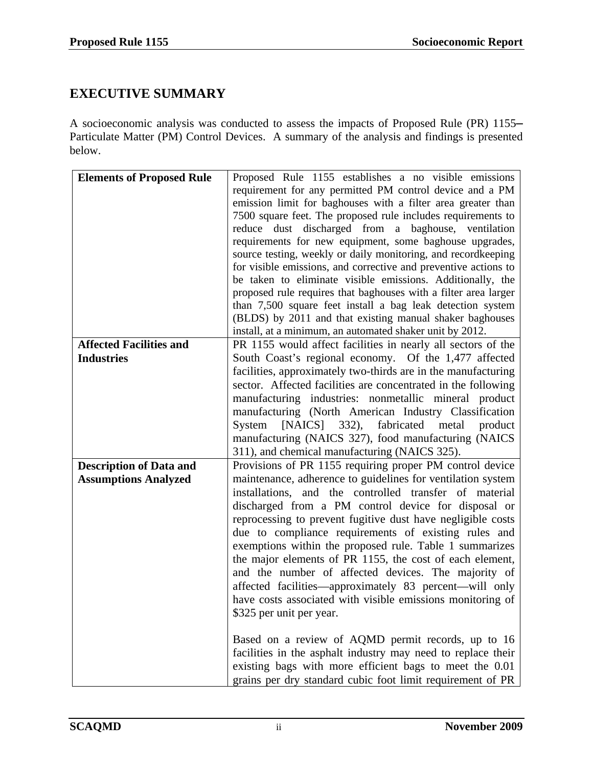## EXECUTIVE SUMMARY

A socioeconomic analysis was conducted to assess the impacts of Proposed Rule (PR) 1155–Particulate Matter (PM) Control Devices. A summary of the analysis and findings is presented below.

| | |
|---|---|
| **Elements of Proposed Rule** | Proposed Rule 1155 establishes a no visible emissions requirement for any permitted PM control device and a PM emission limit for baghouses with a filter area greater than 7500 square feet. The proposed rule includes requirements to reduce dust discharged from a baghouse, ventilation requirements for new equipment, some baghouse upgrades, source testing, weekly or daily monitoring, and recordkeeping for visible emissions, and corrective and preventive actions to be taken to eliminate visible emissions. Additionally, the proposed rule requires that baghouses with a filter area larger than 7,500 square feet install a bag leak detection system (BLDS) by 2011 and that existing manual shaker baghouses install, at a minimum, an automated shaker unit by 2012. |
| **Affected Facilities and Industries** | PR 1155 would affect facilities in nearly all sectors of the South Coast's regional economy. Of the 1,477 affected facilities, approximately two-thirds are in the manufacturing sector. Affected facilities are concentrated in the following manufacturing industries: nonmetallic mineral product manufacturing (North American Industry Classification System [NAICS] 332), fabricated metal product manufacturing (NAICS 327), food manufacturing (NAICS 311), and chemical manufacturing (NAICS 325). |
| **Description of Data and Assumptions Analyzed** | Provisions of PR 1155 requiring proper PM control device maintenance, adherence to guidelines for ventilation system installations, and the controlled transfer of material discharged from a PM control device for disposal or reprocessing to prevent fugitive dust have negligible costs due to compliance requirements of existing rules and exemptions within the proposed rule. Table 1 summarizes the major elements of PR 1155, the cost of each element, and the number of affected devices. The majority of affected facilities—approximately 83 percent—will only have costs associated with visible emissions monitoring of \$325 per unit per year.<br><br>Based on a review of AQMD permit records, up to 16 facilities in the asphalt industry may need to replace their existing bags with more efficient bags to meet the 0.01 grains per dry standard cubic foot limit requirement of PR |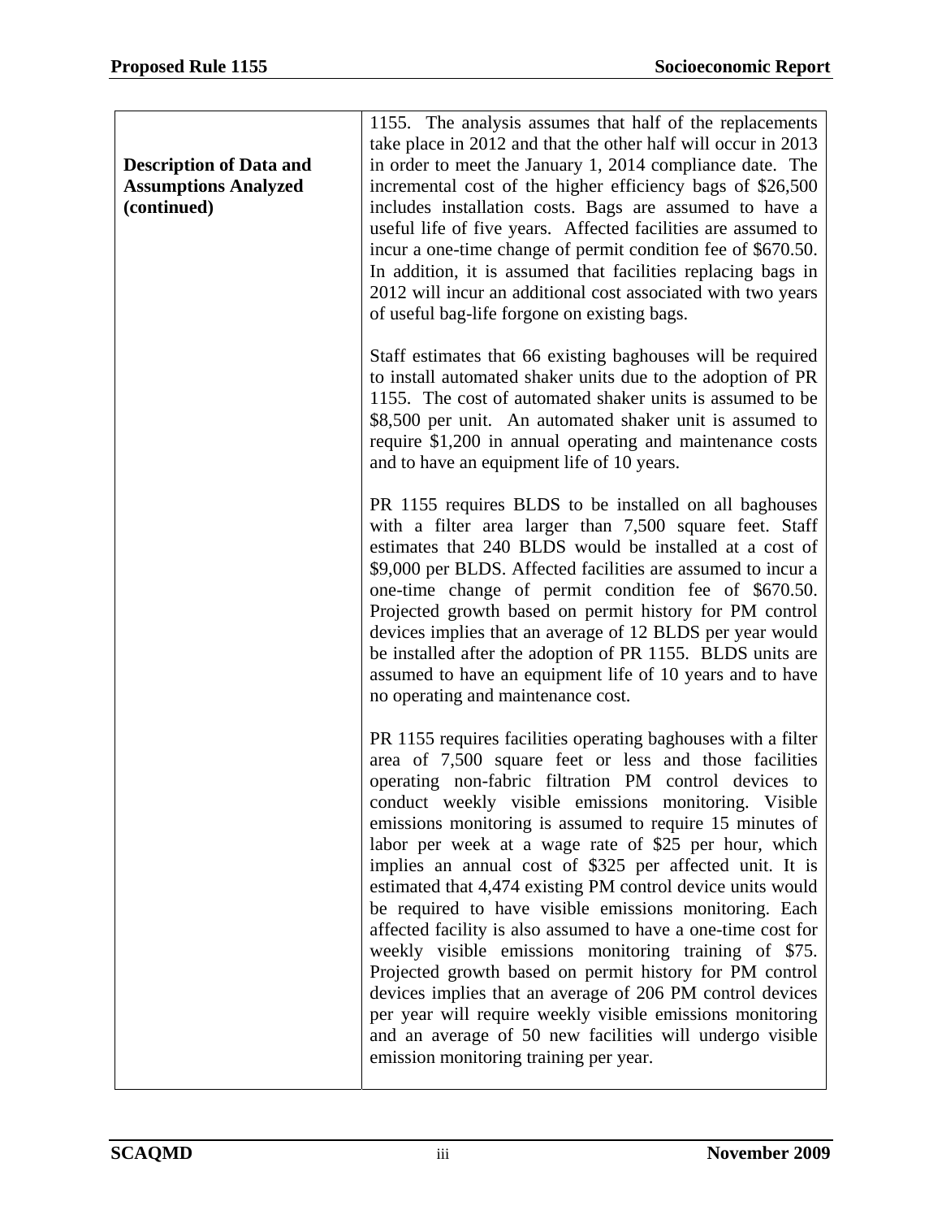| **Description of Data and Assumptions Analyzed (continued)** | 1155. The analysis assumes that half of the replacements take place in 2012 and that the other half will occur in 2013 in order to meet the January 1, 2014 compliance date. The incremental cost of the higher efficiency bags of $26,500 includes installation costs. Bags are assumed to have a useful life of five years. Affected facilities are assumed to incur a one-time change of permit condition fee of $670.50. In addition, it is assumed that facilities replacing bags in 2012 will incur an additional cost associated with two years of useful bag-life forgone on existing bags.<br><br>Staff estimates that 66 existing baghouses will be required to install automated shaker units due to the adoption of PR 1155. The cost of automated shaker units is assumed to be $8,500 per unit. An automated shaker unit is assumed to require $1,200 in annual operating and maintenance costs and to have an equipment life of 10 years.<br><br>PR 1155 requires BLDS to be installed on all baghouses with a filter area larger than 7,500 square feet. Staff estimates that 240 BLDS would be installed at a cost of $9,000 per BLDS. Affected facilities are assumed to incur a one-time change of permit condition fee of $670.50. Projected growth based on permit history for PM control devices implies that an average of 12 BLDS per year would be installed after the adoption of PR 1155. BLDS units are assumed to have an equipment life of 10 years and to have no operating and maintenance cost.<br><br>PR 1155 requires facilities operating baghouses with a filter area of 7,500 square feet or less and those facilities operating non-fabric filtration PM control devices to conduct weekly visible emissions monitoring. Visible emissions monitoring is assumed to require 15 minutes of labor per week at a wage rate of $25 per hour, which implies an annual cost of $325 per affected unit. It is estimated that 4,474 existing PM control device units would be required to have visible emissions monitoring. Each affected facility is also assumed to have a one-time cost for weekly visible emissions monitoring training of $75. Projected growth based on permit history for PM control devices implies that an average of 206 PM control devices per year will require weekly visible emissions monitoring and an average of 50 new facilities will undergo visible emission monitoring training per year. |
|---|---|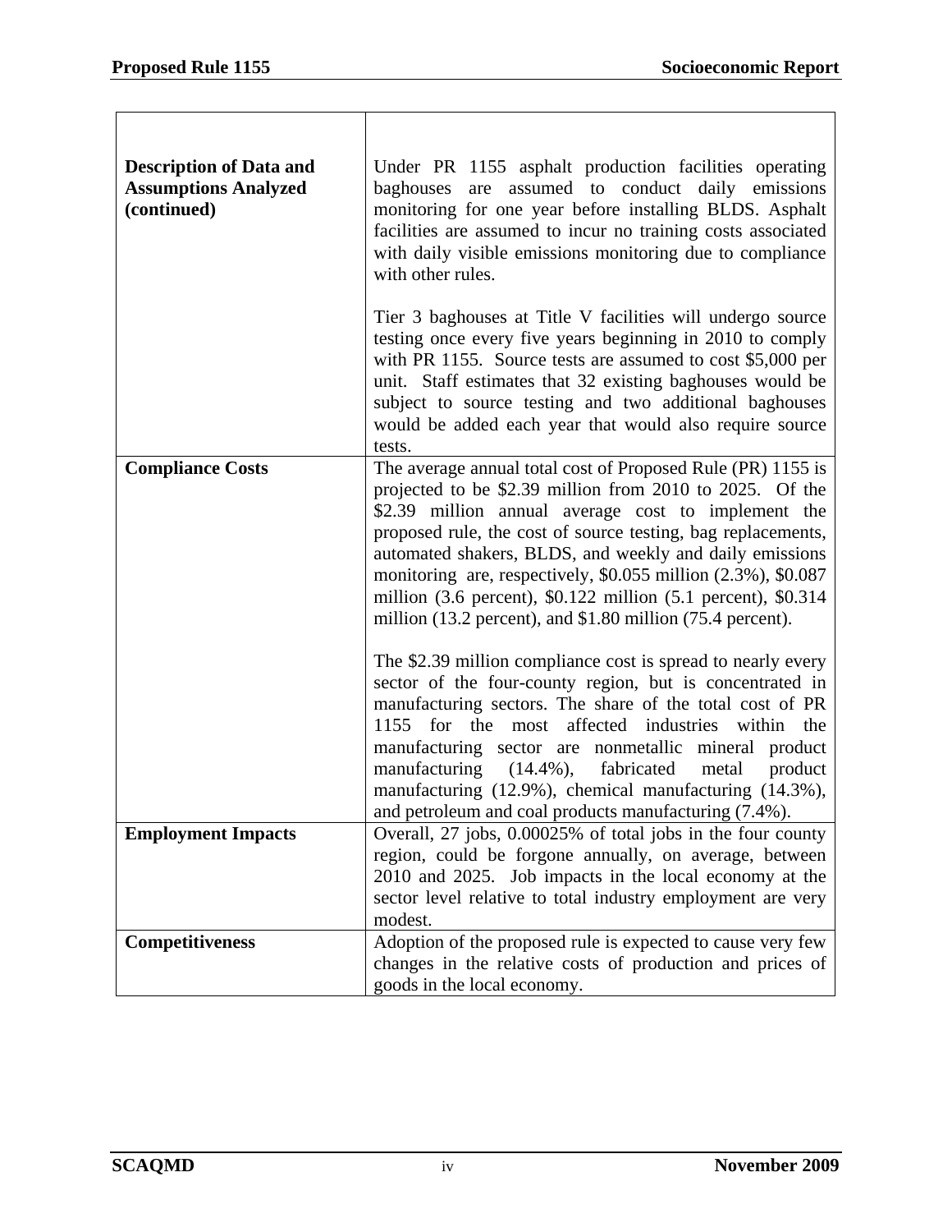| | |
|---|---|
| **Description of Data and Assumptions Analyzed (continued)** | Under PR 1155 asphalt production facilities operating baghouses are assumed to conduct daily emissions monitoring for one year before installing BLDS. Asphalt facilities are assumed to incur no training costs associated with daily visible emissions monitoring due to compliance with other rules.<br><br>Tier 3 baghouses at Title V facilities will undergo source testing once every five years beginning in 2010 to comply with PR 1155. Source tests are assumed to cost $5,000 per unit. Staff estimates that 32 existing baghouses would be subject to source testing and two additional baghouses would be added each year that would also require source tests. |
| **Compliance Costs** | The average annual total cost of Proposed Rule (PR) 1155 is projected to be $2.39 million from 2010 to 2025. Of the $2.39 million annual average cost to implement the proposed rule, the cost of source testing, bag replacements, automated shakers, BLDS, and weekly and daily emissions monitoring are, respectively, $0.055 million (2.3%), $0.087 million (3.6 percent), $0.122 million (5.1 percent), $0.314 million (13.2 percent), and $1.80 million (75.4 percent).<br><br>The $2.39 million compliance cost is spread to nearly every sector of the four-county region, but is concentrated in manufacturing sectors. The share of the total cost of PR 1155 for the most affected industries within the manufacturing sector are nonmetallic mineral product manufacturing (14.4%), fabricated metal product manufacturing (12.9%), chemical manufacturing (14.3%), and petroleum and coal products manufacturing (7.4%). |
| **Employment Impacts** | Overall, 27 jobs, 0.00025% of total jobs in the four county region, could be forgone annually, on average, between 2010 and 2025. Job impacts in the local economy at the sector level relative to total industry employment are very modest. |
| **Competitiveness** | Adoption of the proposed rule is expected to cause very few changes in the relative costs of production and prices of goods in the local economy. |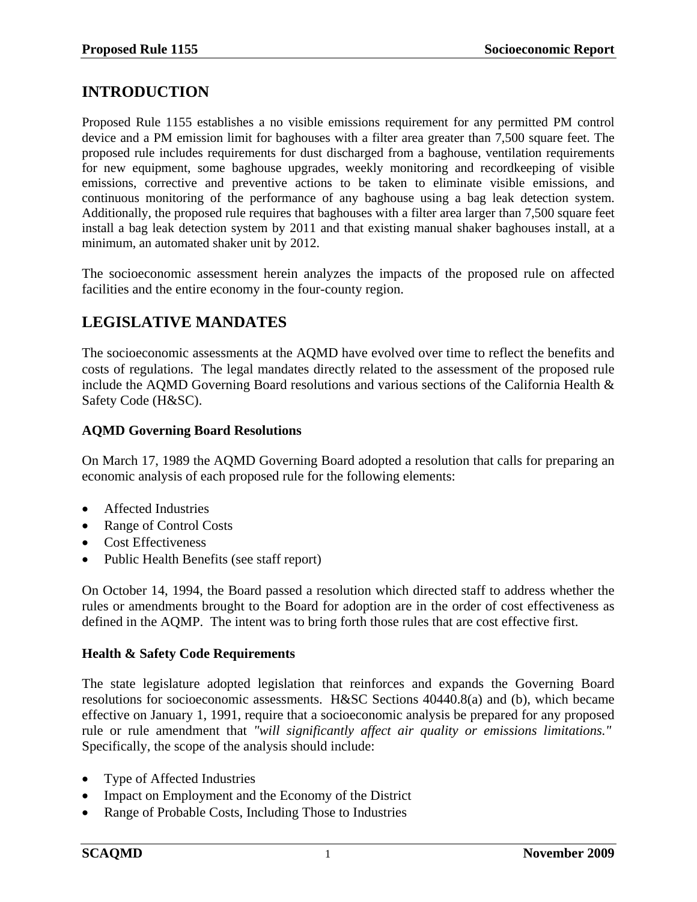## INTRODUCTION

Proposed Rule 1155 establishes a no visible emissions requirement for any permitted PM control device and a PM emission limit for baghouses with a filter area greater than 7,500 square feet. The proposed rule includes requirements for dust discharged from a baghouse, ventilation requirements for new equipment, some baghouse upgrades, weekly monitoring and recordkeeping of visible emissions, corrective and preventive actions to be taken to eliminate visible emissions, and continuous monitoring of the performance of any baghouse using a bag leak detection system. Additionally, the proposed rule requires that baghouses with a filter area larger than 7,500 square feet install a bag leak detection system by 2011 and that existing manual shaker baghouses install, at a minimum, an automated shaker unit by 2012.

The socioeconomic assessment herein analyzes the impacts of the proposed rule on affected facilities and the entire economy in the four-county region.

## LEGISLATIVE MANDATES

The socioeconomic assessments at the AQMD have evolved over time to reflect the benefits and costs of regulations. The legal mandates directly related to the assessment of the proposed rule include the AQMD Governing Board resolutions and various sections of the California Health & Safety Code (H&SC).

### AQMD Governing Board Resolutions

On March 17, 1989 the AQMD Governing Board adopted a resolution that calls for preparing an economic analysis of each proposed rule for the following elements:

- Affected Industries
- Range of Control Costs
- Cost Effectiveness
- Public Health Benefits (see staff report)

On October 14, 1994, the Board passed a resolution which directed staff to address whether the rules or amendments brought to the Board for adoption are in the order of cost effectiveness as defined in the AQMP. The intent was to bring forth those rules that are cost effective first.

### Health & Safety Code Requirements

The state legislature adopted legislation that reinforces and expands the Governing Board resolutions for socioeconomic assessments. H&SC Sections 40440.8(a) and (b), which became effective on January 1, 1991, require that a socioeconomic analysis be prepared for any proposed rule or rule amendment that *"will significantly affect air quality or emissions limitations."* Specifically, the scope of the analysis should include:

- Type of Affected Industries
- Impact on Employment and the Economy of the District
- Range of Probable Costs, Including Those to Industries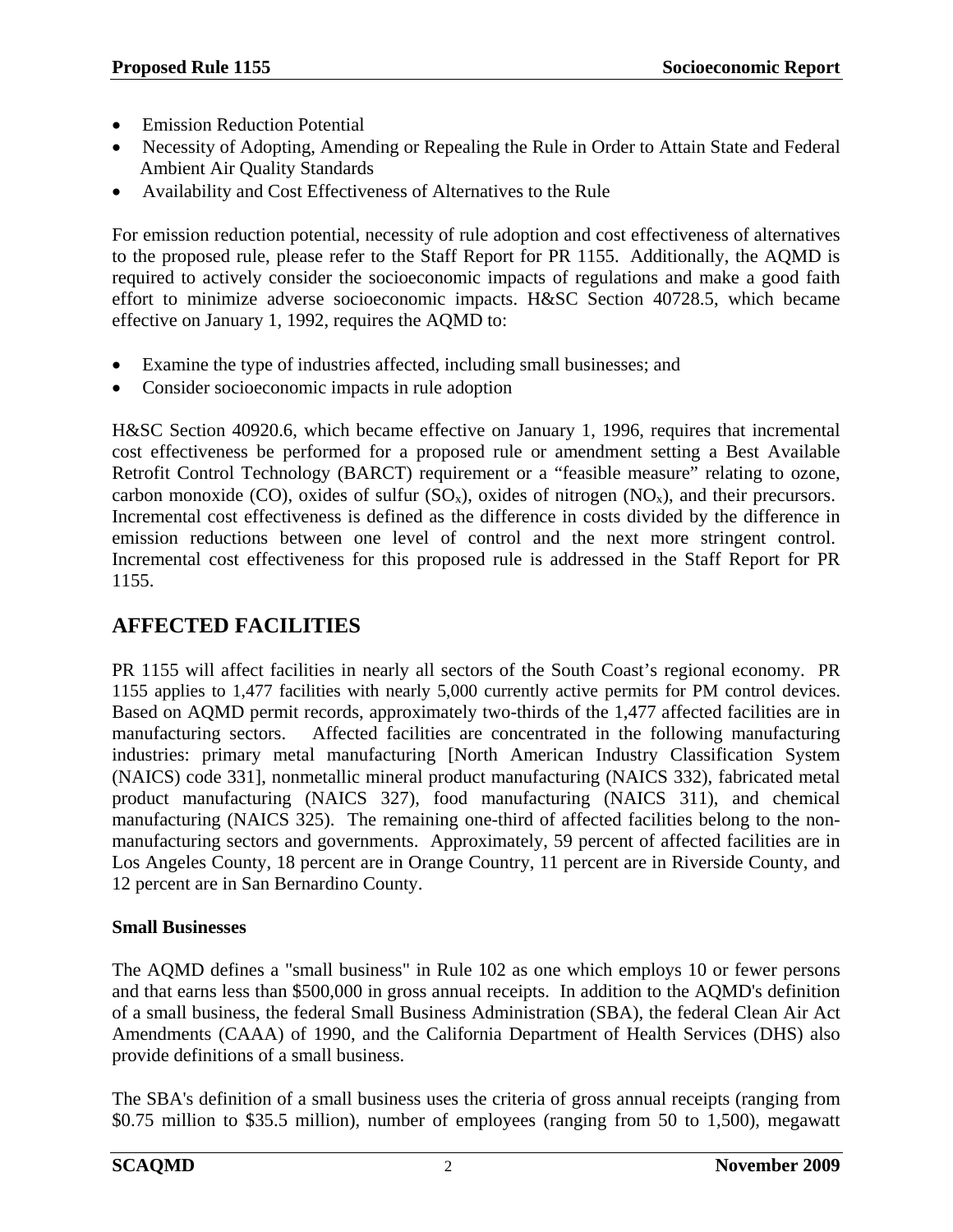- Emission Reduction Potential
- Necessity of Adopting, Amending or Repealing the Rule in Order to Attain State and Federal Ambient Air Quality Standards
- Availability and Cost Effectiveness of Alternatives to the Rule

For emission reduction potential, necessity of rule adoption and cost effectiveness of alternatives to the proposed rule, please refer to the Staff Report for PR 1155. Additionally, the AQMD is required to actively consider the socioeconomic impacts of regulations and make a good faith effort to minimize adverse socioeconomic impacts. H&SC Section 40728.5, which became effective on January 1, 1992, requires the AQMD to:

- Examine the type of industries affected, including small businesses; and
- Consider socioeconomic impacts in rule adoption

H&SC Section 40920.6, which became effective on January 1, 1996, requires that incremental cost effectiveness be performed for a proposed rule or amendment setting a Best Available Retrofit Control Technology (BARCT) requirement or a "feasible measure" relating to ozone, carbon monoxide (CO), oxides of sulfur ($SO_x$), oxides of nitrogen ($NO_x$), and their precursors. Incremental cost effectiveness is defined as the difference in costs divided by the difference in emission reductions between one level of control and the next more stringent control. Incremental cost effectiveness for this proposed rule is addressed in the Staff Report for PR 1155.

## AFFECTED FACILITIES

PR 1155 will affect facilities in nearly all sectors of the South Coast's regional economy. PR 1155 applies to 1,477 facilities with nearly 5,000 currently active permits for PM control devices. Based on AQMD permit records, approximately two-thirds of the 1,477 affected facilities are in manufacturing sectors. Affected facilities are concentrated in the following manufacturing industries: primary metal manufacturing [North American Industry Classification System (NAICS) code 331], nonmetallic mineral product manufacturing (NAICS 332), fabricated metal product manufacturing (NAICS 327), food manufacturing (NAICS 311), and chemical manufacturing (NAICS 325). The remaining one-third of affected facilities belong to the non-manufacturing sectors and governments. Approximately, 59 percent of affected facilities are in Los Angeles County, 18 percent are in Orange Country, 11 percent are in Riverside County, and 12 percent are in San Bernardino County.

**Small Businesses**

The AQMD defines a "small business" in Rule 102 as one which employs 10 or fewer persons and that earns less than $500,000 in gross annual receipts. In addition to the AQMD's definition of a small business, the federal Small Business Administration (SBA), the federal Clean Air Act Amendments (CAAA) of 1990, and the California Department of Health Services (DHS) also provide definitions of a small business.

The SBA's definition of a small business uses the criteria of gross annual receipts (ranging from $0.75 million to $35.5 million), number of employees (ranging from 50 to 1,500), megawatt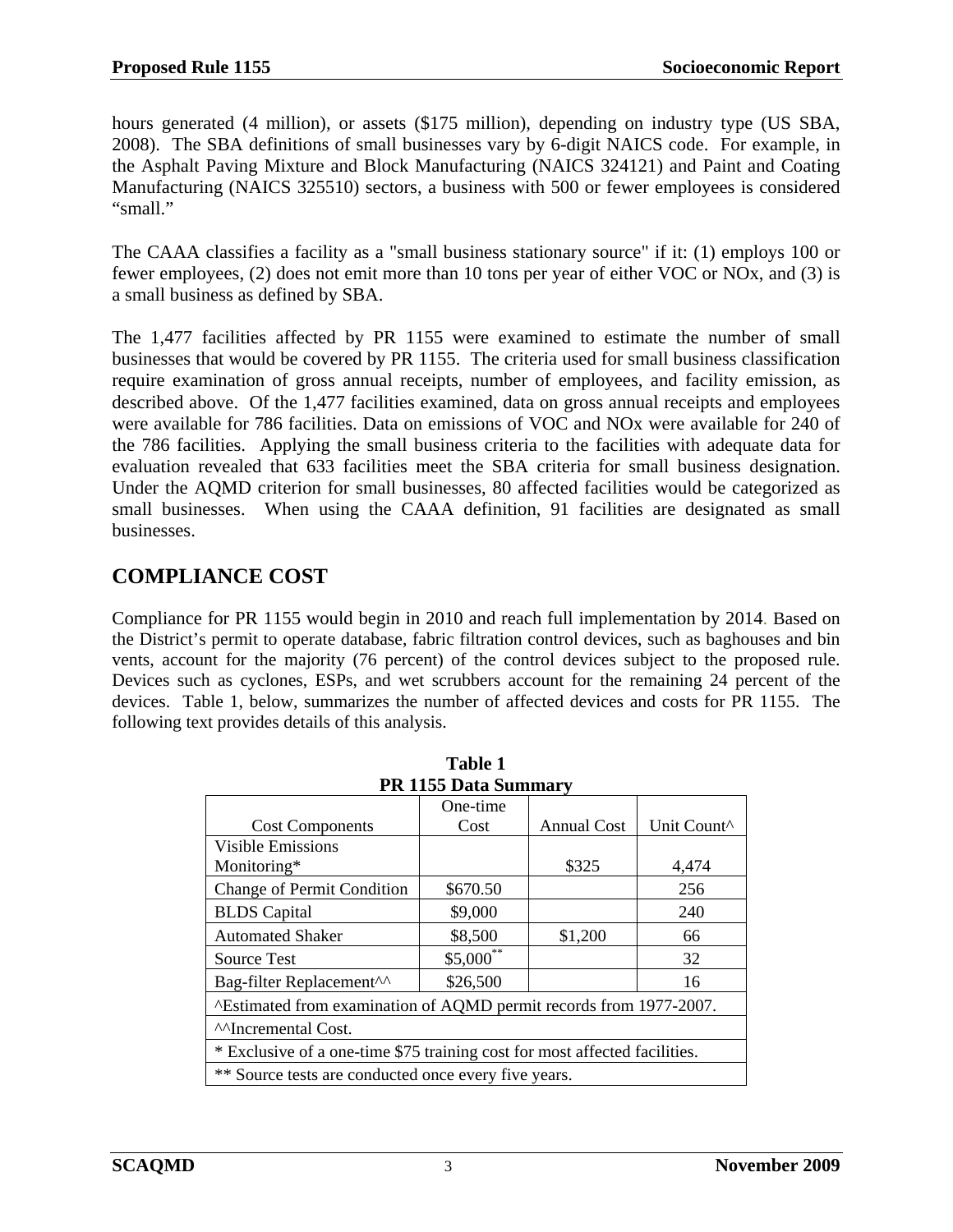hours generated (4 million), or assets ($175 million), depending on industry type (US SBA, 2008). The SBA definitions of small businesses vary by 6-digit NAICS code. For example, in the Asphalt Paving Mixture and Block Manufacturing (NAICS 324121) and Paint and Coating Manufacturing (NAICS 325510) sectors, a business with 500 or fewer employees is considered "small."

The CAAA classifies a facility as a "small business stationary source" if it: (1) employs 100 or fewer employees, (2) does not emit more than 10 tons per year of either VOC or NOx, and (3) is a small business as defined by SBA.

The 1,477 facilities affected by PR 1155 were examined to estimate the number of small businesses that would be covered by PR 1155. The criteria used for small business classification require examination of gross annual receipts, number of employees, and facility emission, as described above. Of the 1,477 facilities examined, data on gross annual receipts and employees were available for 786 facilities. Data on emissions of VOC and NOx were available for 240 of the 786 facilities. Applying the small business criteria to the facilities with adequate data for evaluation revealed that 633 facilities meet the SBA criteria for small business designation. Under the AQMD criterion for small businesses, 80 affected facilities would be categorized as small businesses. When using the CAAA definition, 91 facilities are designated as small businesses.

## COMPLIANCE COST

Compliance for PR 1155 would begin in 2010 and reach full implementation by 2014. Based on the District's permit to operate database, fabric filtration control devices, such as baghouses and bin vents, account for the majority (76 percent) of the control devices subject to the proposed rule. Devices such as cyclones, ESPs, and wet scrubbers account for the remaining 24 percent of the devices. Table 1, below, summarizes the number of affected devices and costs for PR 1155. The following text provides details of this analysis.

**Table 1**
**PR 1155 Data Summary**

| Cost Components | One-time Cost | Annual Cost | Unit Count^ |
|---|---|---|---|
| Visible Emissions Monitoring* | | $325 | 4,474 |
| Change of Permit Condition | $670.50 | | 256 |
| BLDS Capital | $9,000 | | 240 |
| Automated Shaker | $8,500 | $1,200 | 66 |
| Source Test | $5,000** | | 32 |
| Bag-filter Replacement^^ | $26,500 | | 16 |
| ^Estimated from examination of AQMD permit records from 1977-2007. | | | |
| ^^Incremental Cost. | | | |
| * Exclusive of a one-time $75 training cost for most affected facilities. | | | |
| ** Source tests are conducted once every five years. | | | |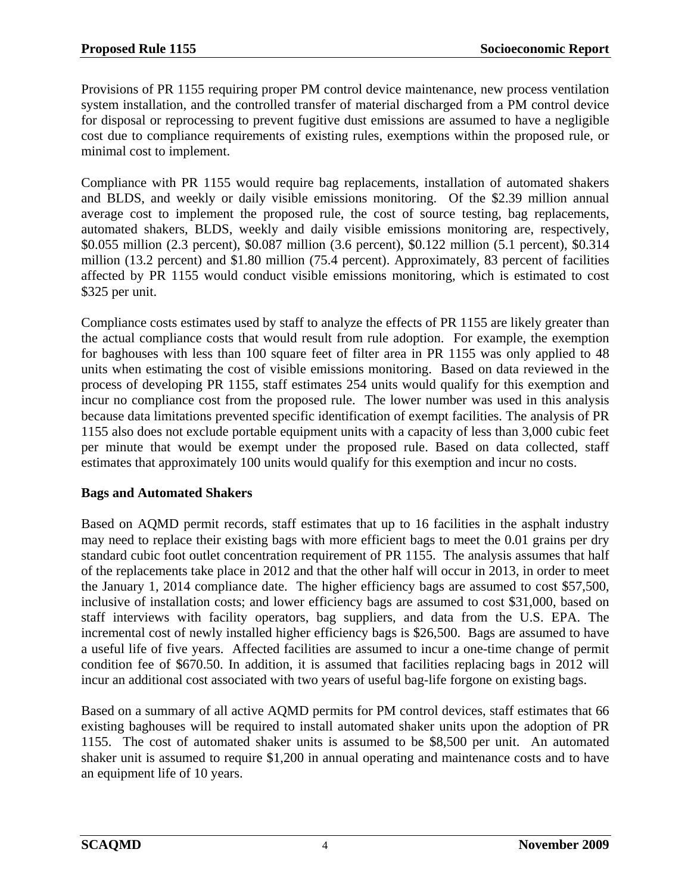Provisions of PR 1155 requiring proper PM control device maintenance, new process ventilation system installation, and the controlled transfer of material discharged from a PM control device for disposal or reprocessing to prevent fugitive dust emissions are assumed to have a negligible cost due to compliance requirements of existing rules, exemptions within the proposed rule, or minimal cost to implement.

Compliance with PR 1155 would require bag replacements, installation of automated shakers and BLDS, and weekly or daily visible emissions monitoring. Of the $2.39 million annual average cost to implement the proposed rule, the cost of source testing, bag replacements, automated shakers, BLDS, weekly and daily visible emissions monitoring are, respectively, $0.055 million (2.3 percent), $0.087 million (3.6 percent), $0.122 million (5.1 percent), $0.314 million (13.2 percent) and $1.80 million (75.4 percent). Approximately, 83 percent of facilities affected by PR 1155 would conduct visible emissions monitoring, which is estimated to cost $325 per unit.

Compliance costs estimates used by staff to analyze the effects of PR 1155 are likely greater than the actual compliance costs that would result from rule adoption. For example, the exemption for baghouses with less than 100 square feet of filter area in PR 1155 was only applied to 48 units when estimating the cost of visible emissions monitoring. Based on data reviewed in the process of developing PR 1155, staff estimates 254 units would qualify for this exemption and incur no compliance cost from the proposed rule. The lower number was used in this analysis because data limitations prevented specific identification of exempt facilities. The analysis of PR 1155 also does not exclude portable equipment units with a capacity of less than 3,000 cubic feet per minute that would be exempt under the proposed rule. Based on data collected, staff estimates that approximately 100 units would qualify for this exemption and incur no costs.

**Bags and Automated Shakers**

Based on AQMD permit records, staff estimates that up to 16 facilities in the asphalt industry may need to replace their existing bags with more efficient bags to meet the 0.01 grains per dry standard cubic foot outlet concentration requirement of PR 1155. The analysis assumes that half of the replacements take place in 2012 and that the other half will occur in 2013, in order to meet the January 1, 2014 compliance date. The higher efficiency bags are assumed to cost $57,500, inclusive of installation costs; and lower efficiency bags are assumed to cost $31,000, based on staff interviews with facility operators, bag suppliers, and data from the U.S. EPA. The incremental cost of newly installed higher efficiency bags is $26,500. Bags are assumed to have a useful life of five years. Affected facilities are assumed to incur a one-time change of permit condition fee of $670.50. In addition, it is assumed that facilities replacing bags in 2012 will incur an additional cost associated with two years of useful bag-life forgone on existing bags.

Based on a summary of all active AQMD permits for PM control devices, staff estimates that 66 existing baghouses will be required to install automated shaker units upon the adoption of PR 1155. The cost of automated shaker units is assumed to be $8,500 per unit. An automated shaker unit is assumed to require $1,200 in annual operating and maintenance costs and to have an equipment life of 10 years.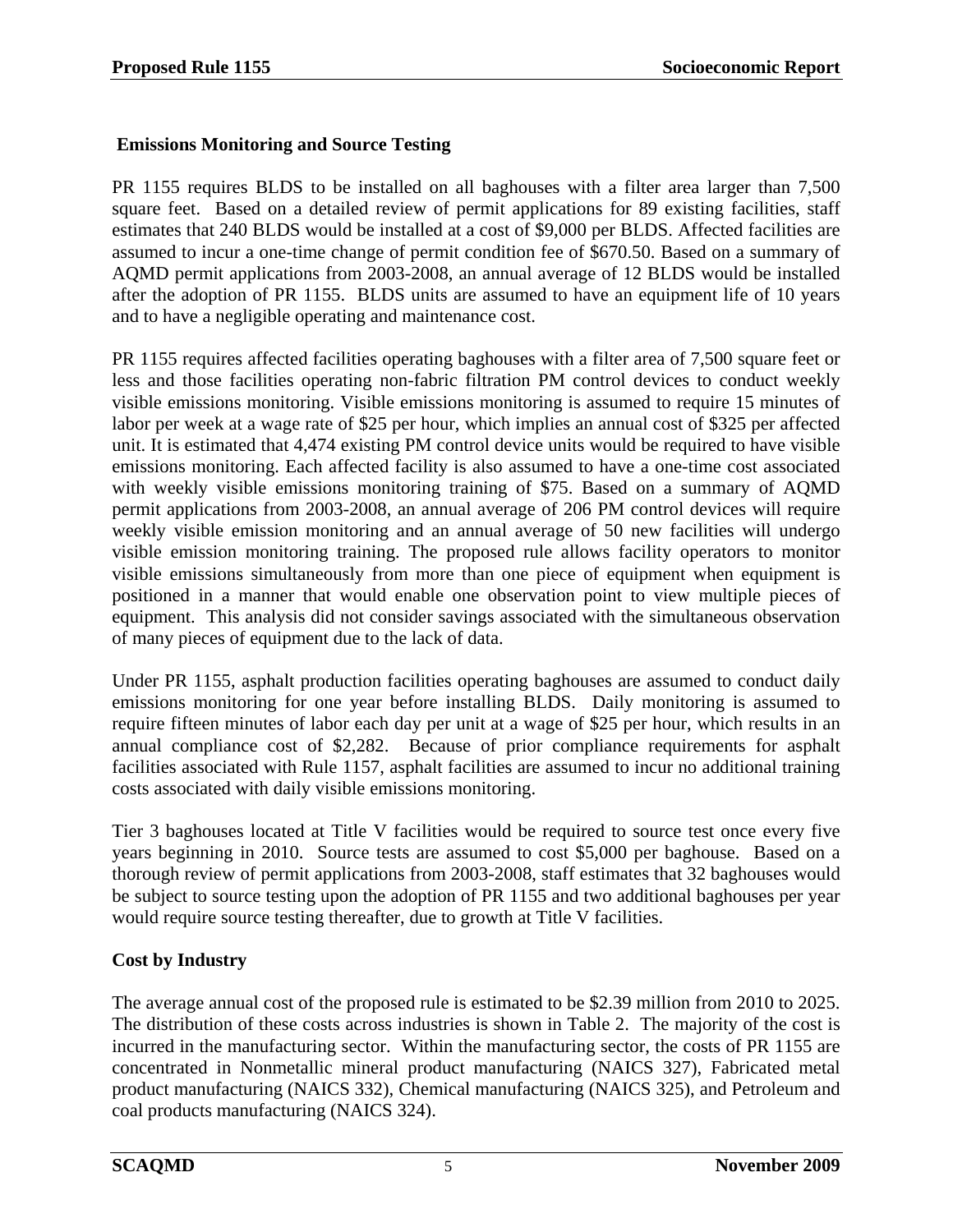### Emissions Monitoring and Source Testing

PR 1155 requires BLDS to be installed on all baghouses with a filter area larger than 7,500 square feet. Based on a detailed review of permit applications for 89 existing facilities, staff estimates that 240 BLDS would be installed at a cost of $9,000 per BLDS. Affected facilities are assumed to incur a one-time change of permit condition fee of $670.50. Based on a summary of AQMD permit applications from 2003-2008, an annual average of 12 BLDS would be installed after the adoption of PR 1155. BLDS units are assumed to have an equipment life of 10 years and to have a negligible operating and maintenance cost.

PR 1155 requires affected facilities operating baghouses with a filter area of 7,500 square feet or less and those facilities operating non-fabric filtration PM control devices to conduct weekly visible emissions monitoring. Visible emissions monitoring is assumed to require 15 minutes of labor per week at a wage rate of $25 per hour, which implies an annual cost of $325 per affected unit. It is estimated that 4,474 existing PM control device units would be required to have visible emissions monitoring. Each affected facility is also assumed to have a one-time cost associated with weekly visible emissions monitoring training of $75. Based on a summary of AQMD permit applications from 2003-2008, an annual average of 206 PM control devices will require weekly visible emission monitoring and an annual average of 50 new facilities will undergo visible emission monitoring training. The proposed rule allows facility operators to monitor visible emissions simultaneously from more than one piece of equipment when equipment is positioned in a manner that would enable one observation point to view multiple pieces of equipment. This analysis did not consider savings associated with the simultaneous observation of many pieces of equipment due to the lack of data.

Under PR 1155, asphalt production facilities operating baghouses are assumed to conduct daily emissions monitoring for one year before installing BLDS. Daily monitoring is assumed to require fifteen minutes of labor each day per unit at a wage of $25 per hour, which results in an annual compliance cost of $2,282. Because of prior compliance requirements for asphalt facilities associated with Rule 1157, asphalt facilities are assumed to incur no additional training costs associated with daily visible emissions monitoring.

Tier 3 baghouses located at Title V facilities would be required to source test once every five years beginning in 2010. Source tests are assumed to cost $5,000 per baghouse. Based on a thorough review of permit applications from 2003-2008, staff estimates that 32 baghouses would be subject to source testing upon the adoption of PR 1155 and two additional baghouses per year would require source testing thereafter, due to growth at Title V facilities.

### Cost by Industry

The average annual cost of the proposed rule is estimated to be $2.39 million from 2010 to 2025. The distribution of these costs across industries is shown in Table 2. The majority of the cost is incurred in the manufacturing sector. Within the manufacturing sector, the costs of PR 1155 are concentrated in Nonmetallic mineral product manufacturing (NAICS 327), Fabricated metal product manufacturing (NAICS 332), Chemical manufacturing (NAICS 325), and Petroleum and coal products manufacturing (NAICS 324).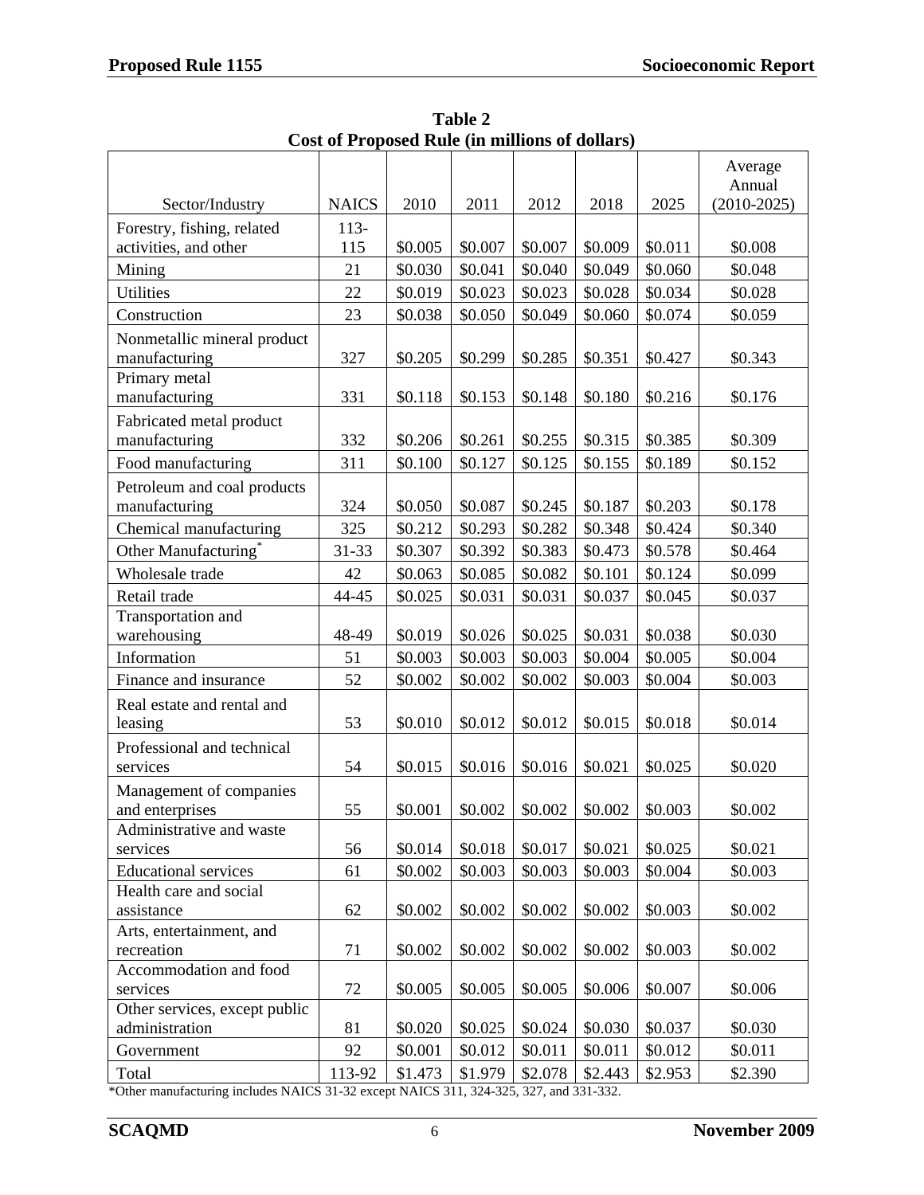**Table 2**
**Cost of Proposed Rule (in millions of dollars)**

| Sector/Industry | NAICS | 2010 | 2011 | 2012 | 2018 | 2025 | Average Annual (2010-2025) |
|---|---|---|---|---|---|---|---|
| Forestry, fishing, related activities, and other | 113-115 | $0.005 | $0.007 | $0.007 | $0.009 | $0.011 | $0.008 |
| Mining | 21 | $0.030 | $0.041 | $0.040 | $0.049 | $0.060 | $0.048 |
| Utilities | 22 | $0.019 | $0.023 | $0.023 | $0.028 | $0.034 | $0.028 |
| Construction | 23 | $0.038 | $0.050 | $0.049 | $0.060 | $0.074 | $0.059 |
| Nonmetallic mineral product manufacturing | 327 | $0.205 | $0.299 | $0.285 | $0.351 | $0.427 | $0.343 |
| Primary metal manufacturing | 331 | $0.118 | $0.153 | $0.148 | $0.180 | $0.216 | $0.176 |
| Fabricated metal product manufacturing | 332 | $0.206 | $0.261 | $0.255 | $0.315 | $0.385 | $0.309 |
| Food manufacturing | 311 | $0.100 | $0.127 | $0.125 | $0.155 | $0.189 | $0.152 |
| Petroleum and coal products manufacturing | 324 | $0.050 | $0.087 | $0.245 | $0.187 | $0.203 | $0.178 |
| Chemical manufacturing | 325 | $0.212 | $0.293 | $0.282 | $0.348 | $0.424 | $0.340 |
| Other Manufacturing* | 31-33 | $0.307 | $0.392 | $0.383 | $0.473 | $0.578 | $0.464 |
| Wholesale trade | 42 | $0.063 | $0.085 | $0.082 | $0.101 | $0.124 | $0.099 |
| Retail trade | 44-45 | $0.025 | $0.031 | $0.031 | $0.037 | $0.045 | $0.037 |
| Transportation and warehousing | 48-49 | $0.019 | $0.026 | $0.025 | $0.031 | $0.038 | $0.030 |
| Information | 51 | $0.003 | $0.003 | $0.003 | $0.004 | $0.005 | $0.004 |
| Finance and insurance | 52 | $0.002 | $0.002 | $0.002 | $0.003 | $0.004 | $0.003 |
| Real estate and rental and leasing | 53 | $0.010 | $0.012 | $0.012 | $0.015 | $0.018 | $0.014 |
| Professional and technical services | 54 | $0.015 | $0.016 | $0.016 | $0.021 | $0.025 | $0.020 |
| Management of companies and enterprises | 55 | $0.001 | $0.002 | $0.002 | $0.002 | $0.003 | $0.002 |
| Administrative and waste services | 56 | $0.014 | $0.018 | $0.017 | $0.021 | $0.025 | $0.021 |
| Educational services | 61 | $0.002 | $0.003 | $0.003 | $0.003 | $0.004 | $0.003 |
| Health care and social assistance | 62 | $0.002 | $0.002 | $0.002 | $0.002 | $0.003 | $0.002 |
| Arts, entertainment, and recreation | 71 | $0.002 | $0.002 | $0.002 | $0.002 | $0.003 | $0.002 |
| Accommodation and food services | 72 | $0.005 | $0.005 | $0.005 | $0.006 | $0.007 | $0.006 |
| Other services, except public administration | 81 | $0.020 | $0.025 | $0.024 | $0.030 | $0.037 | $0.030 |
| Government | 92 | $0.001 | $0.012 | $0.011 | $0.011 | $0.012 | $0.011 |
| Total | 113-92 | $1.473 | $1.979 | $2.078 | $2.443 | $2.953 | $2.390 |

*Other manufacturing includes NAICS 31-32 except NAICS 311, 324-325, 327, and 331-332.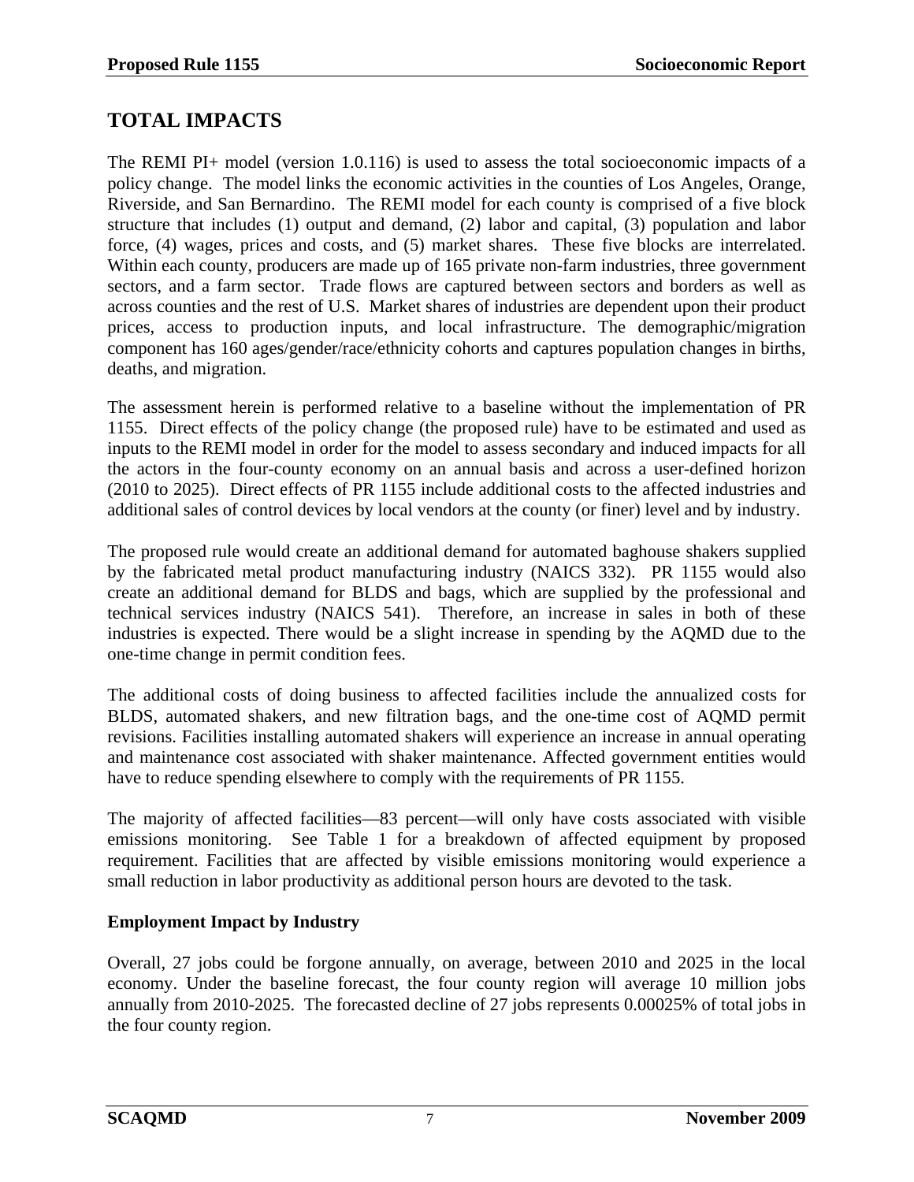## TOTAL IMPACTS

The REMI PI+ model (version 1.0.116) is used to assess the total socioeconomic impacts of a policy change. The model links the economic activities in the counties of Los Angeles, Orange, Riverside, and San Bernardino. The REMI model for each county is comprised of a five block structure that includes (1) output and demand, (2) labor and capital, (3) population and labor force, (4) wages, prices and costs, and (5) market shares. These five blocks are interrelated. Within each county, producers are made up of 165 private non-farm industries, three government sectors, and a farm sector. Trade flows are captured between sectors and borders as well as across counties and the rest of U.S. Market shares of industries are dependent upon their product prices, access to production inputs, and local infrastructure. The demographic/migration component has 160 ages/gender/race/ethnicity cohorts and captures population changes in births, deaths, and migration.

The assessment herein is performed relative to a baseline without the implementation of PR 1155. Direct effects of the policy change (the proposed rule) have to be estimated and used as inputs to the REMI model in order for the model to assess secondary and induced impacts for all the actors in the four-county economy on an annual basis and across a user-defined horizon (2010 to 2025). Direct effects of PR 1155 include additional costs to the affected industries and additional sales of control devices by local vendors at the county (or finer) level and by industry.

The proposed rule would create an additional demand for automated baghouse shakers supplied by the fabricated metal product manufacturing industry (NAICS 332). PR 1155 would also create an additional demand for BLDS and bags, which are supplied by the professional and technical services industry (NAICS 541). Therefore, an increase in sales in both of these industries is expected. There would be a slight increase in spending by the AQMD due to the one-time change in permit condition fees.

The additional costs of doing business to affected facilities include the annualized costs for BLDS, automated shakers, and new filtration bags, and the one-time cost of AQMD permit revisions. Facilities installing automated shakers will experience an increase in annual operating and maintenance cost associated with shaker maintenance. Affected government entities would have to reduce spending elsewhere to comply with the requirements of PR 1155.

The majority of affected facilities—83 percent—will only have costs associated with visible emissions monitoring. See Table 1 for a breakdown of affected equipment by proposed requirement. Facilities that are affected by visible emissions monitoring would experience a small reduction in labor productivity as additional person hours are devoted to the task.

### Employment Impact by Industry

Overall, 27 jobs could be forgone annually, on average, between 2010 and 2025 in the local economy. Under the baseline forecast, the four county region will average 10 million jobs annually from 2010-2025. The forecasted decline of 27 jobs represents 0.00025% of total jobs in the four county region.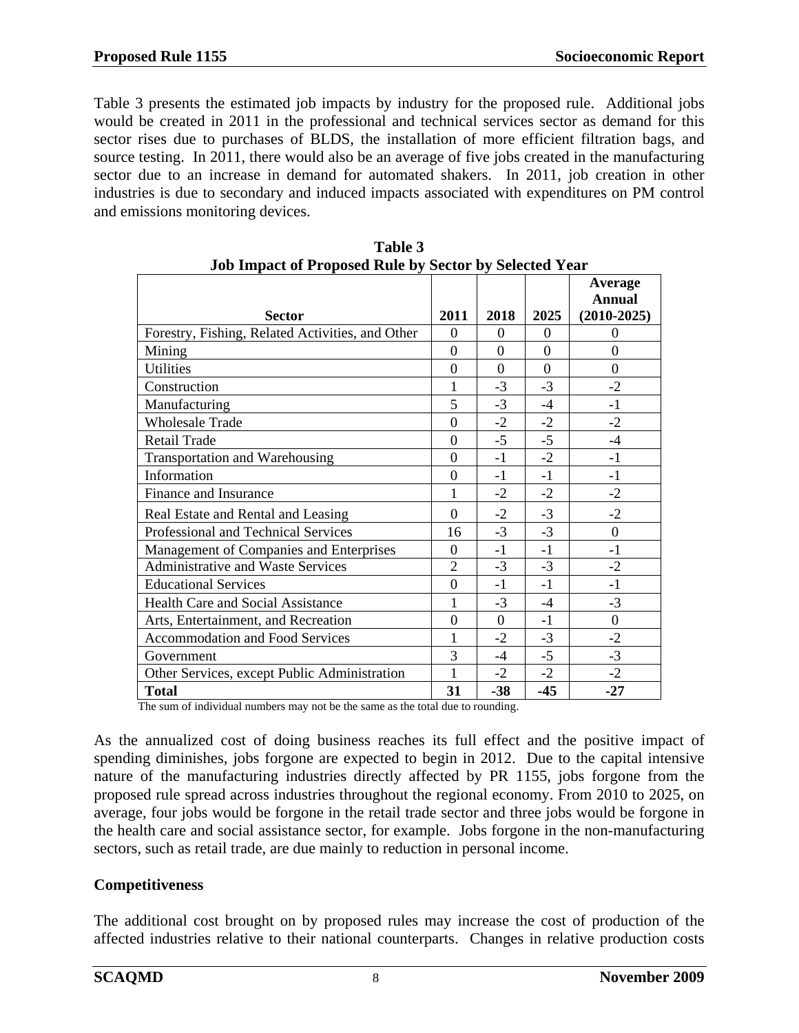Table 3 presents the estimated job impacts by industry for the proposed rule. Additional jobs would be created in 2011 in the professional and technical services sector as demand for this sector rises due to purchases of BLDS, the installation of more efficient filtration bags, and source testing. In 2011, there would also be an average of five jobs created in the manufacturing sector due to an increase in demand for automated shakers. In 2011, job creation in other industries is due to secondary and induced impacts associated with expenditures on PM control and emissions monitoring devices.

**Table 3**
**Job Impact of Proposed Rule by Sector by Selected Year**

| Sector | 2011 | 2018 | 2025 | Average Annual (2010-2025) |
|---|---|---|---|---|
| Forestry, Fishing, Related Activities, and Other | 0 | 0 | 0 | 0 |
| Mining | 0 | 0 | 0 | 0 |
| Utilities | 0 | 0 | 0 | 0 |
| Construction | 1 | -3 | -3 | -2 |
| Manufacturing | 5 | -3 | -4 | -1 |
| Wholesale Trade | 0 | -2 | -2 | -2 |
| Retail Trade | 0 | -5 | -5 | -4 |
| Transportation and Warehousing | 0 | -1 | -2 | -1 |
| Information | 0 | -1 | -1 | -1 |
| Finance and Insurance | 1 | -2 | -2 | -2 |
| Real Estate and Rental and Leasing | 0 | -2 | -3 | -2 |
| Professional and Technical Services | 16 | -3 | -3 | 0 |
| Management of Companies and Enterprises | 0 | -1 | -1 | -1 |
| Administrative and Waste Services | 2 | -3 | -3 | -2 |
| Educational Services | 0 | -1 | -1 | -1 |
| Health Care and Social Assistance | 1 | -3 | -4 | -3 |
| Arts, Entertainment, and Recreation | 0 | 0 | -1 | 0 |
| Accommodation and Food Services | 1 | -2 | -3 | -2 |
| Government | 3 | -4 | -5 | -3 |
| Other Services, except Public Administration | 1 | -2 | -2 | -2 |
| **Total** | **31** | **-38** | **-45** | **-27** |

The sum of individual numbers may not be the same as the total due to rounding.

As the annualized cost of doing business reaches its full effect and the positive impact of spending diminishes, jobs forgone are expected to begin in 2012. Due to the capital intensive nature of the manufacturing industries directly affected by PR 1155, jobs forgone from the proposed rule spread across industries throughout the regional economy. From 2010 to 2025, on average, four jobs would be forgone in the retail trade sector and three jobs would be forgone in the health care and social assistance sector, for example. Jobs forgone in the non-manufacturing sectors, such as retail trade, are due mainly to reduction in personal income.

**Competitiveness**

The additional cost brought on by proposed rules may increase the cost of production of the affected industries relative to their national counterparts. Changes in relative production costs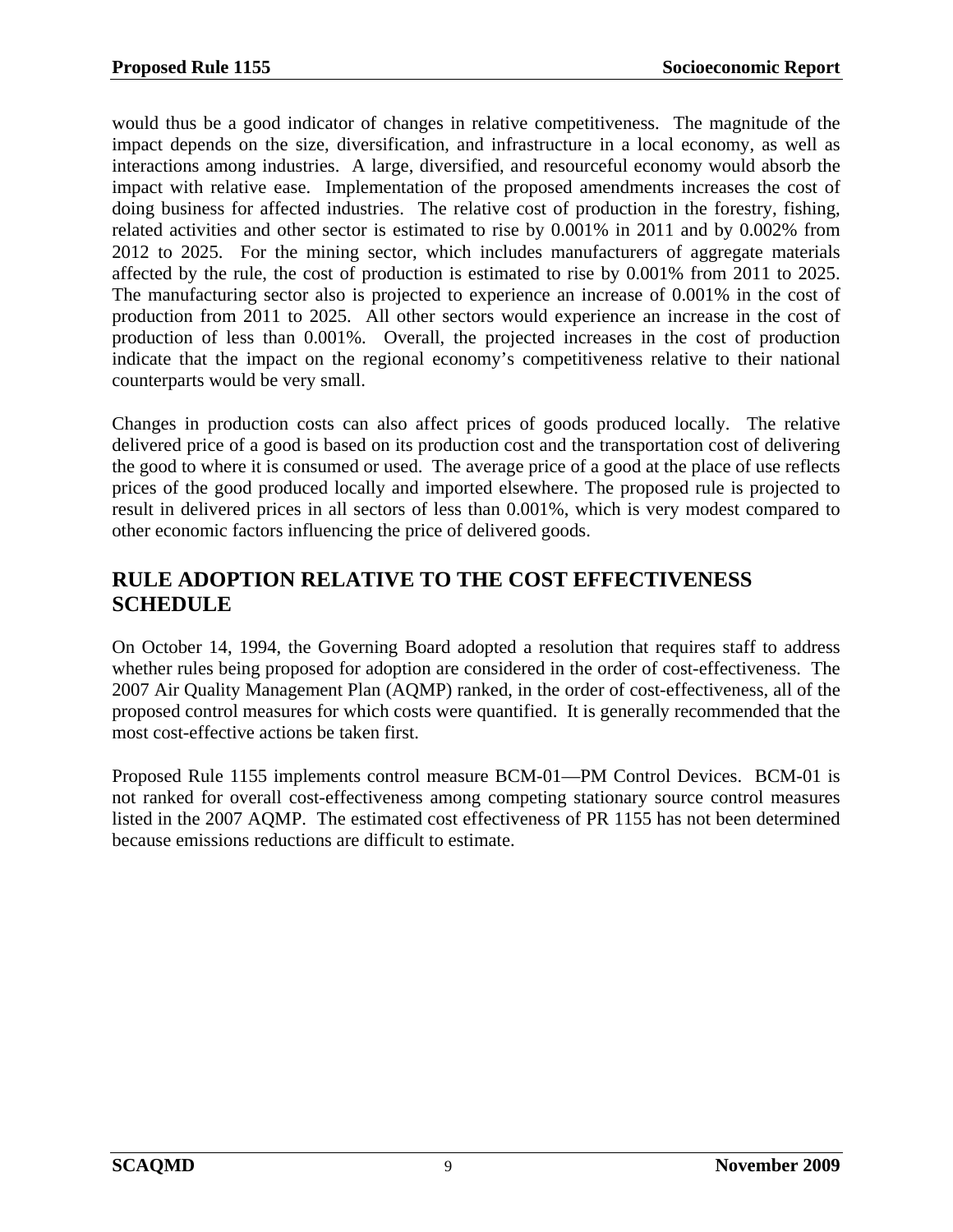would thus be a good indicator of changes in relative competitiveness. The magnitude of the impact depends on the size, diversification, and infrastructure in a local economy, as well as interactions among industries. A large, diversified, and resourceful economy would absorb the impact with relative ease. Implementation of the proposed amendments increases the cost of doing business for affected industries. The relative cost of production in the forestry, fishing, related activities and other sector is estimated to rise by 0.001% in 2011 and by 0.002% from 2012 to 2025. For the mining sector, which includes manufacturers of aggregate materials affected by the rule, the cost of production is estimated to rise by 0.001% from 2011 to 2025. The manufacturing sector also is projected to experience an increase of 0.001% in the cost of production from 2011 to 2025. All other sectors would experience an increase in the cost of production of less than 0.001%. Overall, the projected increases in the cost of production indicate that the impact on the regional economy's competitiveness relative to their national counterparts would be very small.

Changes in production costs can also affect prices of goods produced locally. The relative delivered price of a good is based on its production cost and the transportation cost of delivering the good to where it is consumed or used. The average price of a good at the place of use reflects prices of the good produced locally and imported elsewhere. The proposed rule is projected to result in delivered prices in all sectors of less than 0.001%, which is very modest compared to other economic factors influencing the price of delivered goods.

## RULE ADOPTION RELATIVE TO THE COST EFFECTIVENESS SCHEDULE

On October 14, 1994, the Governing Board adopted a resolution that requires staff to address whether rules being proposed for adoption are considered in the order of cost-effectiveness. The 2007 Air Quality Management Plan (AQMP) ranked, in the order of cost-effectiveness, all of the proposed control measures for which costs were quantified. It is generally recommended that the most cost-effective actions be taken first.

Proposed Rule 1155 implements control measure BCM-01—PM Control Devices. BCM-01 is not ranked for overall cost-effectiveness among competing stationary source control measures listed in the 2007 AQMP. The estimated cost effectiveness of PR 1155 has not been determined because emissions reductions are difficult to estimate.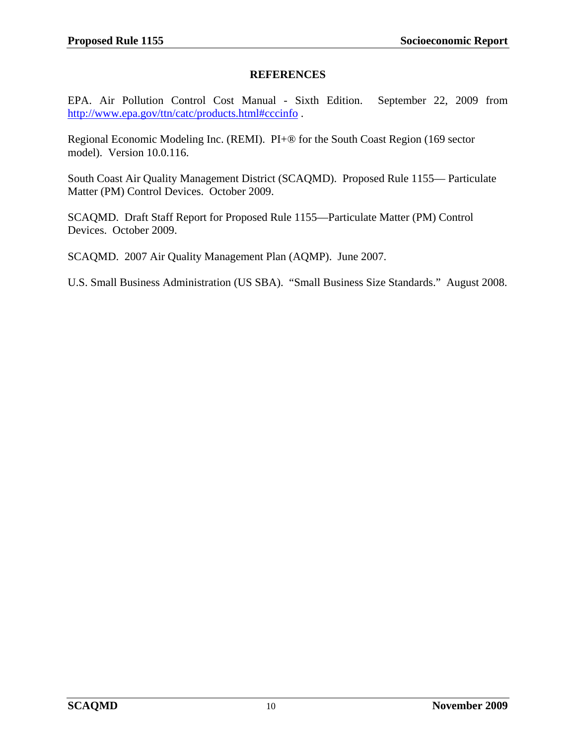## REFERENCES

EPA. Air Pollution Control Cost Manual - Sixth Edition. September 22, 2009 from http://www.epa.gov/ttn/catc/products.html#cccinfo .

Regional Economic Modeling Inc. (REMI). PI+® for the South Coast Region (169 sector model). Version 10.0.116.

South Coast Air Quality Management District (SCAQMD). Proposed Rule 1155— Particulate Matter (PM) Control Devices. October 2009.

SCAQMD. Draft Staff Report for Proposed Rule 1155—Particulate Matter (PM) Control Devices. October 2009.

SCAQMD. 2007 Air Quality Management Plan (AQMP). June 2007.

U.S. Small Business Administration (US SBA). "Small Business Size Standards." August 2008.